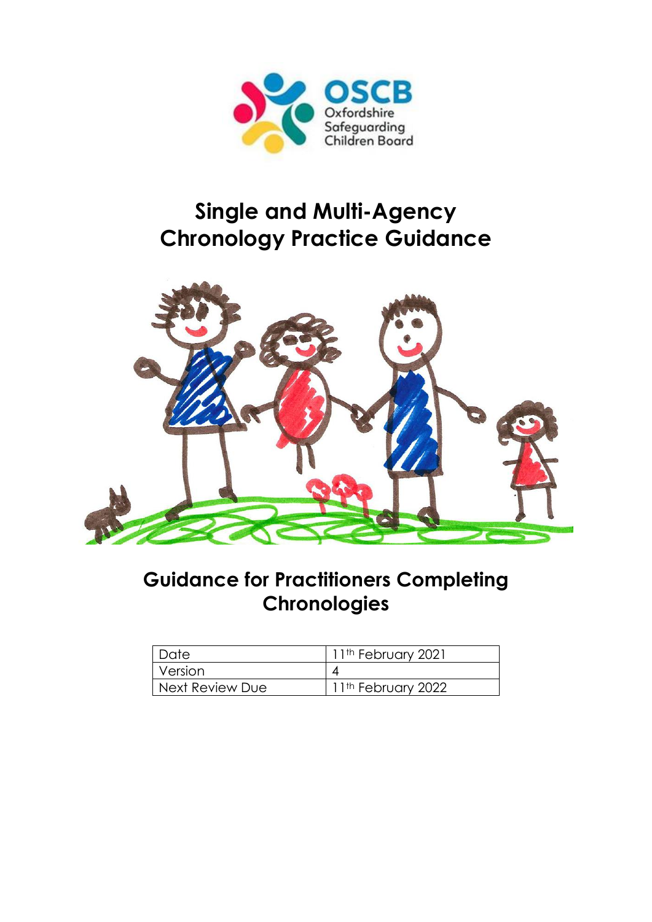OSCB

Oxfordshire Safeguarding Children Board

# Single and Multi-Agency Chronology Practice Guidance

## Guidance for Practitioners Completing Chronologies

| Date | 11th February 2021 |
| --- | --- |
| Version | 4 |
| Next Review Due | 11th February 2022 |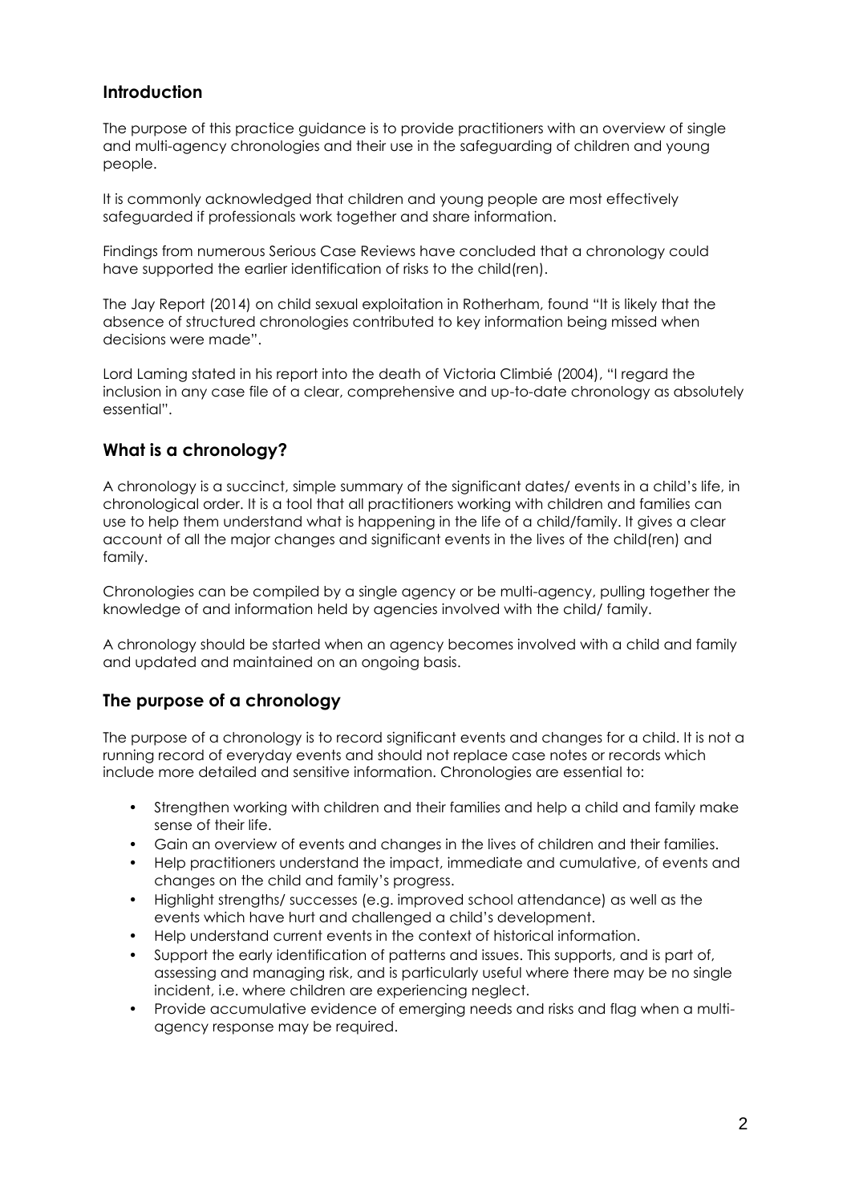## Introduction

The purpose of this practice guidance is to provide practitioners with an overview of single and multi-agency chronologies and their use in the safeguarding of children and young people.

It is commonly acknowledged that children and young people are most effectively safeguarded if professionals work together and share information.

Findings from numerous Serious Case Reviews have concluded that a chronology could have supported the earlier identification of risks to the child(ren).

The Jay Report (2014) on child sexual exploitation in Rotherham, found "It is likely that the absence of structured chronologies contributed to key information being missed when decisions were made".

Lord Laming stated in his report into the death of Victoria Climbié (2004), "I regard the inclusion in any case file of a clear, comprehensive and up-to-date chronology as absolutely essential".

## What is a chronology?

A chronology is a succinct, simple summary of the significant dates/ events in a child's life, in chronological order. It is a tool that all practitioners working with children and families can use to help them understand what is happening in the life of a child/family. It gives a clear account of all the major changes and significant events in the lives of the child(ren) and family.

Chronologies can be compiled by a single agency or be multi-agency, pulling together the knowledge of and information held by agencies involved with the child/ family.

A chronology should be started when an agency becomes involved with a child and family and updated and maintained on an ongoing basis.

## The purpose of a chronology

The purpose of a chronology is to record significant events and changes for a child. It is not a running record of everyday events and should not replace case notes or records which include more detailed and sensitive information. Chronologies are essential to:

- Strengthen working with children and their families and help a child and family make sense of their life.
- Gain an overview of events and changes in the lives of children and their families.
- Help practitioners understand the impact, immediate and cumulative, of events and changes on the child and family's progress.
- Highlight strengths/ successes (e.g. improved school attendance) as well as the events which have hurt and challenged a child's development.
- Help understand current events in the context of historical information.
- Support the early identification of patterns and issues. This supports, and is part of, assessing and managing risk, and is particularly useful where there may be no single incident, i.e. where children are experiencing neglect.
- Provide accumulative evidence of emerging needs and risks and flag when a multi-agency response may be required.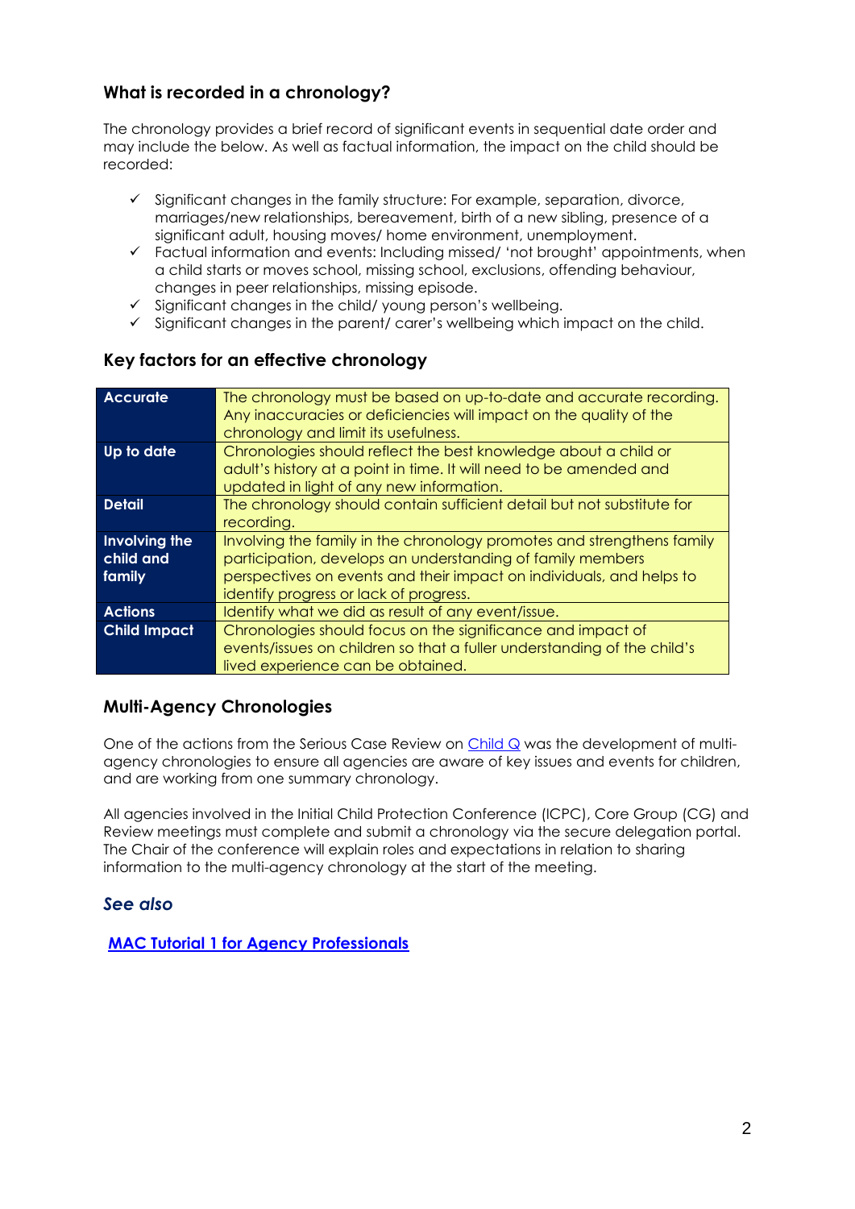## What is recorded in a chronology?

The chronology provides a brief record of significant events in sequential date order and may include the below. As well as factual information, the impact on the child should be recorded:

- ✓ Significant changes in the family structure: For example, separation, divorce, marriages/new relationships, bereavement, birth of a new sibling, presence of a significant adult, housing moves/ home environment, unemployment.
- ✓ Factual information and events: Including missed/ 'not brought' appointments, when a child starts or moves school, missing school, exclusions, offending behaviour, changes in peer relationships, missing episode.
- ✓ Significant changes in the child/ young person's wellbeing.
- ✓ Significant changes in the parent/ carer's wellbeing which impact on the child.

## Key factors for an effective chronology

| | |
|---|---|
| **Accurate** | The chronology must be based on up-to-date and accurate recording. Any inaccuracies or deficiencies will impact on the quality of the chronology and limit its usefulness. |
| **Up to date** | Chronologies should reflect the best knowledge about a child or adult's history at a point in time. It will need to be amended and updated in light of any new information. |
| **Detail** | The chronology should contain sufficient detail but not substitute for recording. |
| **Involving the child and family** | Involving the family in the chronology promotes and strengthens family participation, develops an understanding of family members perspectives on events and their impact on individuals, and helps to identify progress or lack of progress. |
| **Actions** | Identify what we did as result of any event/issue. |
| **Child Impact** | Chronologies should focus on the significance and impact of events/issues on children so that a fuller understanding of the child's lived experience can be obtained. |

## Multi-Agency Chronologies

One of the actions from the Serious Case Review on Child Q was the development of multi-agency chronologies to ensure all agencies are aware of key issues and events for children, and are working from one summary chronology.

All agencies involved in the Initial Child Protection Conference (ICPC), Core Group (CG) and Review meetings must complete and submit a chronology via the secure delegation portal. The Chair of the conference will explain roles and expectations in relation to sharing information to the multi-agency chronology at the start of the meeting.

### *See also*

**MAC Tutorial 1 for Agency Professionals**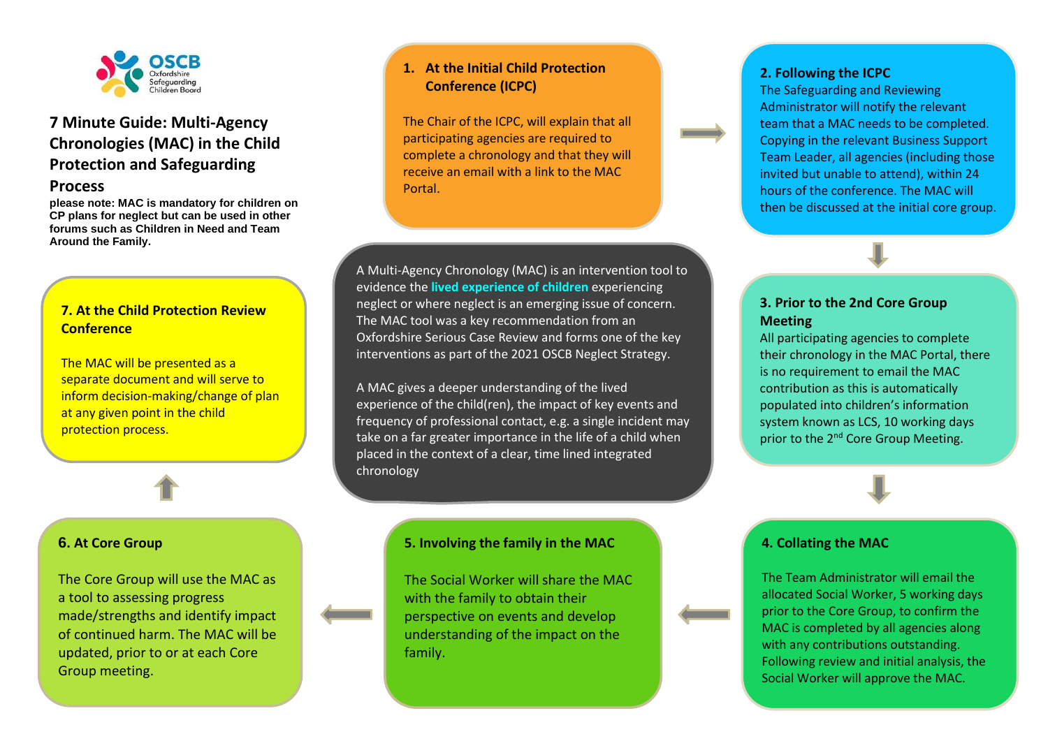OSCB Oxfordshire Safeguarding Children Board

# 7 Minute Guide: Multi-Agency Chronologies (MAC) in the Child Protection and Safeguarding Process

**please note: MAC is mandatory for children on CP plans for neglect but can be used in other forums such as Children in Need and Team Around the Family.**

A Multi-Agency Chronology (MAC) is an intervention tool to evidence the **lived experience of children** experiencing neglect or where neglect is an emerging issue of concern. The MAC tool was a key recommendation from an Oxfordshire Serious Case Review and forms one of the key interventions as part of the 2021 OSCB Neglect Strategy.

A MAC gives a deeper understanding of the lived experience of the child(ren), the impact of key events and frequency of professional contact, e.g. a single incident may take on a far greater importance in the life of a child when placed in the context of a clear, time lined integrated chronology

## 1. At the Initial Child Protection Conference (ICPC)

The Chair of the ICPC, will explain that all participating agencies are required to complete a chronology and that they will receive an email with a link to the MAC Portal.

## 2. Following the ICPC

The Safeguarding and Reviewing Administrator will notify the relevant team that a MAC needs to be completed. Copying in the relevant Business Support Team Leader, all agencies (including those invited but unable to attend), within 24 hours of the conference. The MAC will then be discussed at the initial core group.

## 3. Prior to the 2nd Core Group Meeting

All participating agencies to complete their chronology in the MAC Portal, there is no requirement to email the MAC contribution as this is automatically populated into children's information system known as LCS, 10 working days prior to the 2nd Core Group Meeting.

## 4. Collating the MAC

The Team Administrator will email the allocated Social Worker, 5 working days prior to the Core Group, to confirm the MAC is completed by all agencies along with any contributions outstanding. Following review and initial analysis, the Social Worker will approve the MAC.

## 5. Involving the family in the MAC

The Social Worker will share the MAC with the family to obtain their perspective on events and develop understanding of the impact on the family.

## 6. At Core Group

The Core Group will use the MAC as a tool to assessing progress made/strengths and identify impact of continued harm. The MAC will be updated, prior to or at each Core Group meeting.

## 7. At the Child Protection Review Conference

The MAC will be presented as a separate document and will serve to inform decision-making/change of plan at any given point in the child protection process.